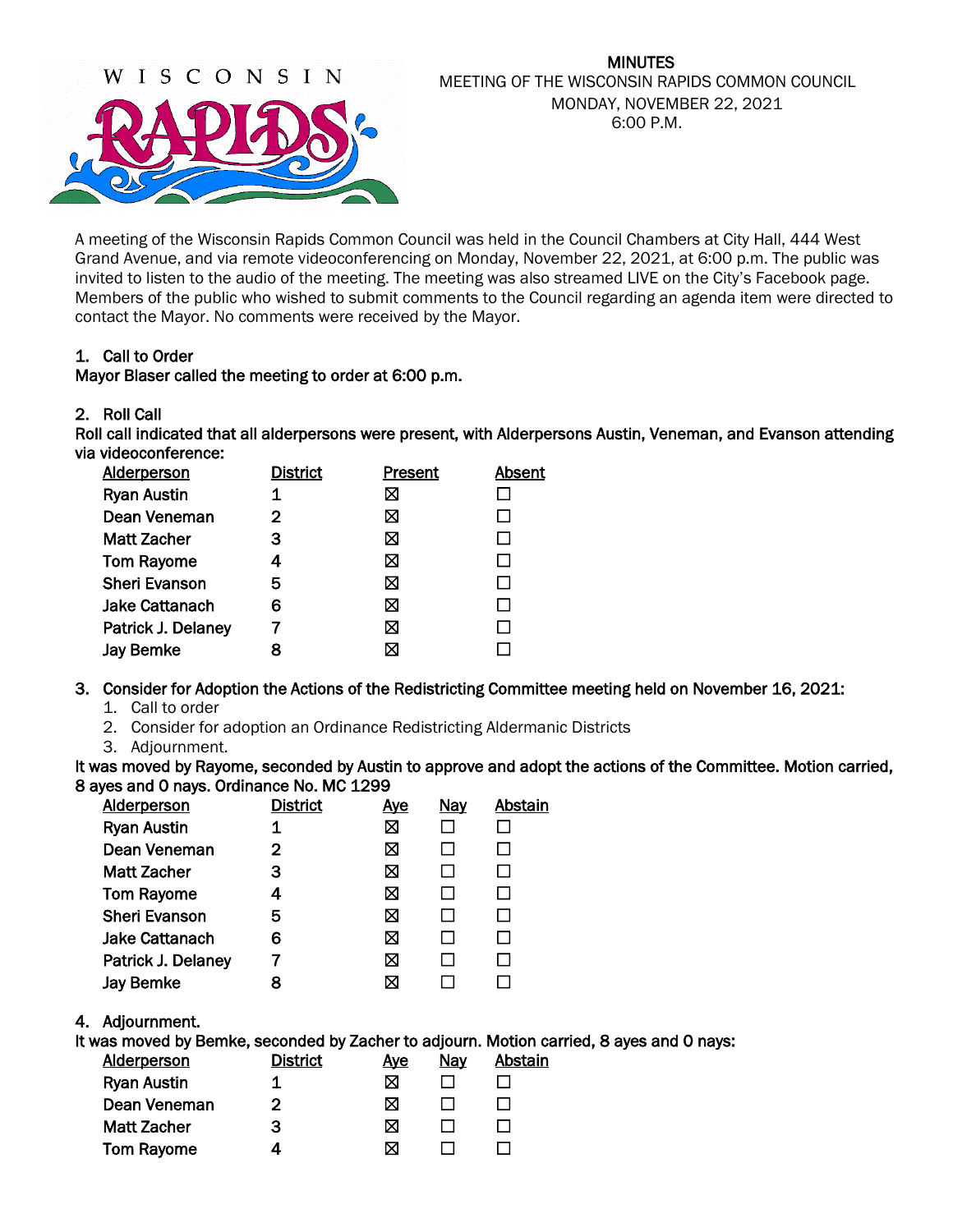**MINUTES**
MEETING OF THE WISCONSIN RAPIDS COMMON COUNCIL
MONDAY, NOVEMBER 22, 2021
6:00 P.M.

A meeting of the Wisconsin Rapids Common Council was held in the Council Chambers at City Hall, 444 West Grand Avenue, and via remote videoconferencing on Monday, November 22, 2021, at 6:00 p.m. The public was invited to listen to the audio of the meeting. The meeting was also streamed LIVE on the City's Facebook page. Members of the public who wished to submit comments to the Council regarding an agenda item were directed to contact the Mayor. No comments were received by the Mayor.

1. **Call to Order**

**Mayor Blaser called the meeting to order at 6:00 p.m.**

2. **Roll Call**

**Roll call indicated that all alderpersons were present, with Alderpersons Austin, Veneman, and Evanson attending via videoconference:**

| Alderperson | District | Present | Absent |
|---|---|---|---|
| Ryan Austin | 1 | ☒ | ☐ |
| Dean Veneman | 2 | ☒ | ☐ |
| Matt Zacher | 3 | ☒ | ☐ |
| Tom Rayome | 4 | ☒ | ☐ |
| Sheri Evanson | 5 | ☒ | ☐ |
| Jake Cattanach | 6 | ☒ | ☐ |
| Patrick J. Delaney | 7 | ☒ | ☐ |
| Jay Bemke | 8 | ☒ | ☐ |

3. **Consider for Adoption the Actions of the Redistricting Committee meeting held on November 16, 2021:**
   1. Call to order
   2. Consider for adoption an Ordinance Redistricting Aldermanic Districts
   3. Adjournment.

**It was moved by Rayome, seconded by Austin to approve and adopt the actions of the Committee. Motion carried, 8 ayes and 0 nays. Ordinance No. MC 1299**

| Alderperson | District | Aye | Nay | Abstain |
|---|---|---|---|---|
| Ryan Austin | 1 | ☒ | ☐ | ☐ |
| Dean Veneman | 2 | ☒ | ☐ | ☐ |
| Matt Zacher | 3 | ☒ | ☐ | ☐ |
| Tom Rayome | 4 | ☒ | ☐ | ☐ |
| Sheri Evanson | 5 | ☒ | ☐ | ☐ |
| Jake Cattanach | 6 | ☒ | ☐ | ☐ |
| Patrick J. Delaney | 7 | ☒ | ☐ | ☐ |
| Jay Bemke | 8 | ☒ | ☐ | ☐ |

4. **Adjournment.**

**It was moved by Bemke, seconded by Zacher to adjourn. Motion carried, 8 ayes and 0 nays:**

| Alderperson | District | Aye | Nay | Abstain |
|---|---|---|---|---|
| Ryan Austin | 1 | ☒ | ☐ | ☐ |
| Dean Veneman | 2 | ☒ | ☐ | ☐ |
| Matt Zacher | 3 | ☒ | ☐ | ☐ |
| Tom Rayome | 4 | ☒ | ☐ | ☐ |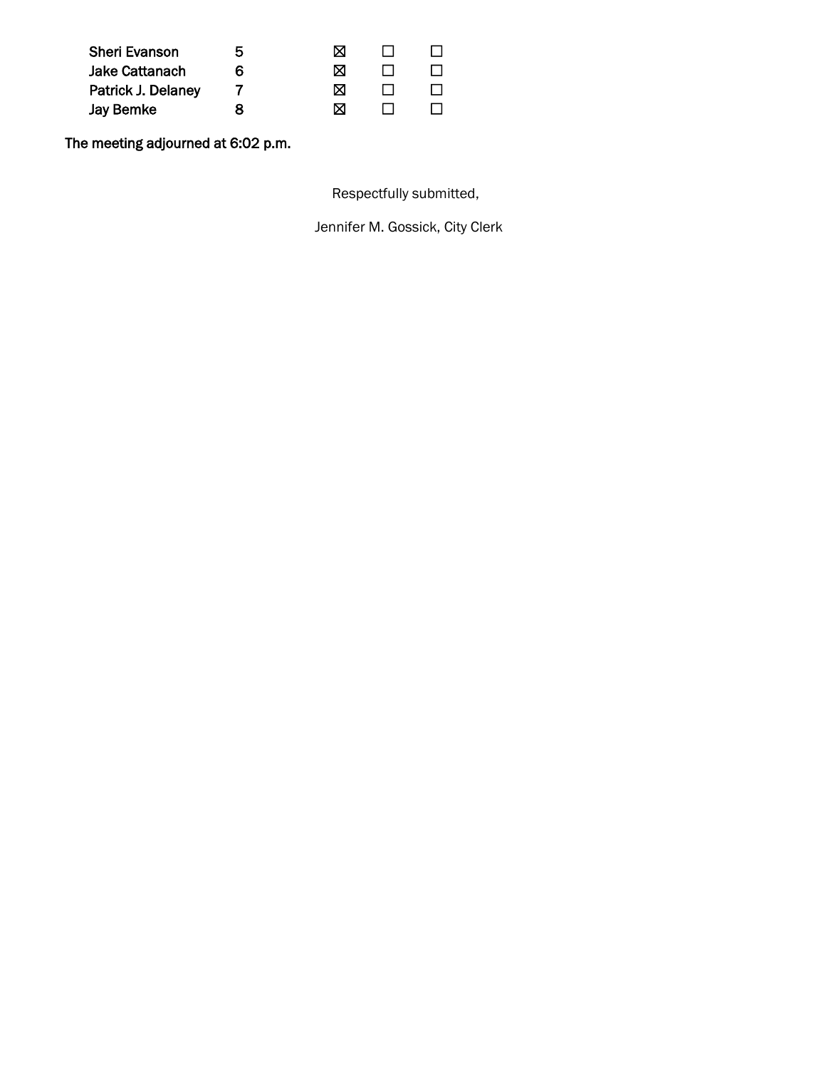| | | | | |
|---|---|---|---|---|
| Sheri Evanson | 5 | ☒ | ☐ | ☐ |
| Jake Cattanach | 6 | ☒ | ☐ | ☐ |
| Patrick J. Delaney | 7 | ☒ | ☐ | ☐ |
| Jay Bemke | 8 | ☒ | ☐ | ☐ |

The meeting adjourned at 6:02 p.m.

Respectfully submitted,

Jennifer M. Gossick, City Clerk